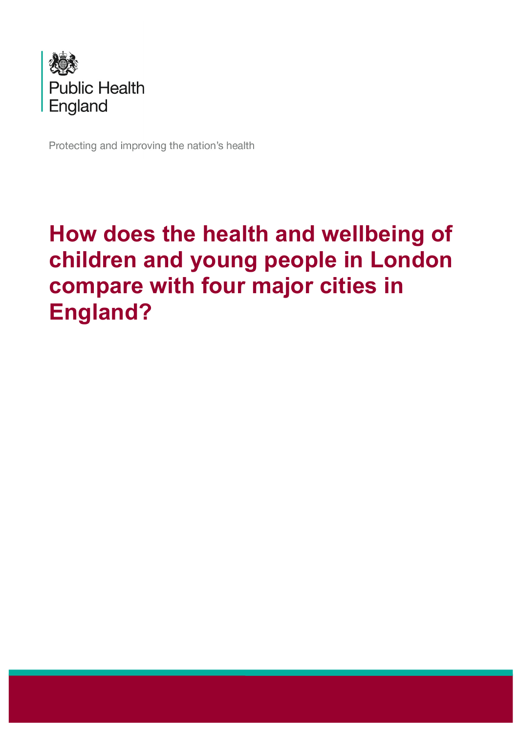Public Health England

Protecting and improving the nation's health

# How does the health and wellbeing of children and young people in London compare with four major cities in England?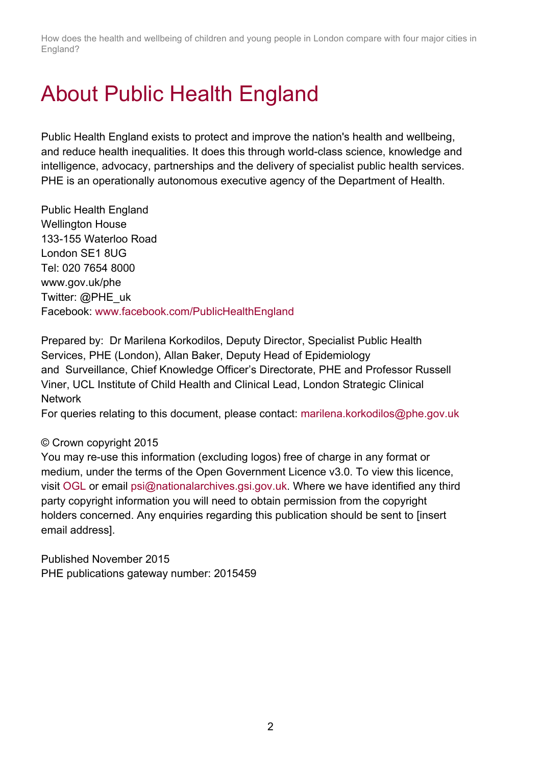# About Public Health England

Public Health England exists to protect and improve the nation's health and wellbeing, and reduce health inequalities. It does this through world-class science, knowledge and intelligence, advocacy, partnerships and the delivery of specialist public health services. PHE is an operationally autonomous executive agency of the Department of Health.

Public Health England  
Wellington House  
133-155 Waterloo Road  
London SE1 8UG  
Tel: 020 7654 8000  
www.gov.uk/phe  
Twitter: @PHE_uk  
Facebook: www.facebook.com/PublicHealthEngland

Prepared by: Dr Marilena Korkodilos, Deputy Director, Specialist Public Health Services, PHE (London), Allan Baker, Deputy Head of Epidemiology and Surveillance, Chief Knowledge Officer's Directorate, PHE and Professor Russell Viner, UCL Institute of Child Health and Clinical Lead, London Strategic Clinical Network  
For queries relating to this document, please contact: marilena.korkodilos@phe.gov.uk

© Crown copyright 2015  
You may re-use this information (excluding logos) free of charge in any format or medium, under the terms of the Open Government Licence v3.0. To view this licence, visit OGL or email psi@nationalarchives.gsi.gov.uk. Where we have identified any third party copyright information you will need to obtain permission from the copyright holders concerned. Any enquiries regarding this publication should be sent to [insert email address].

Published November 2015  
PHE publications gateway number: 2015459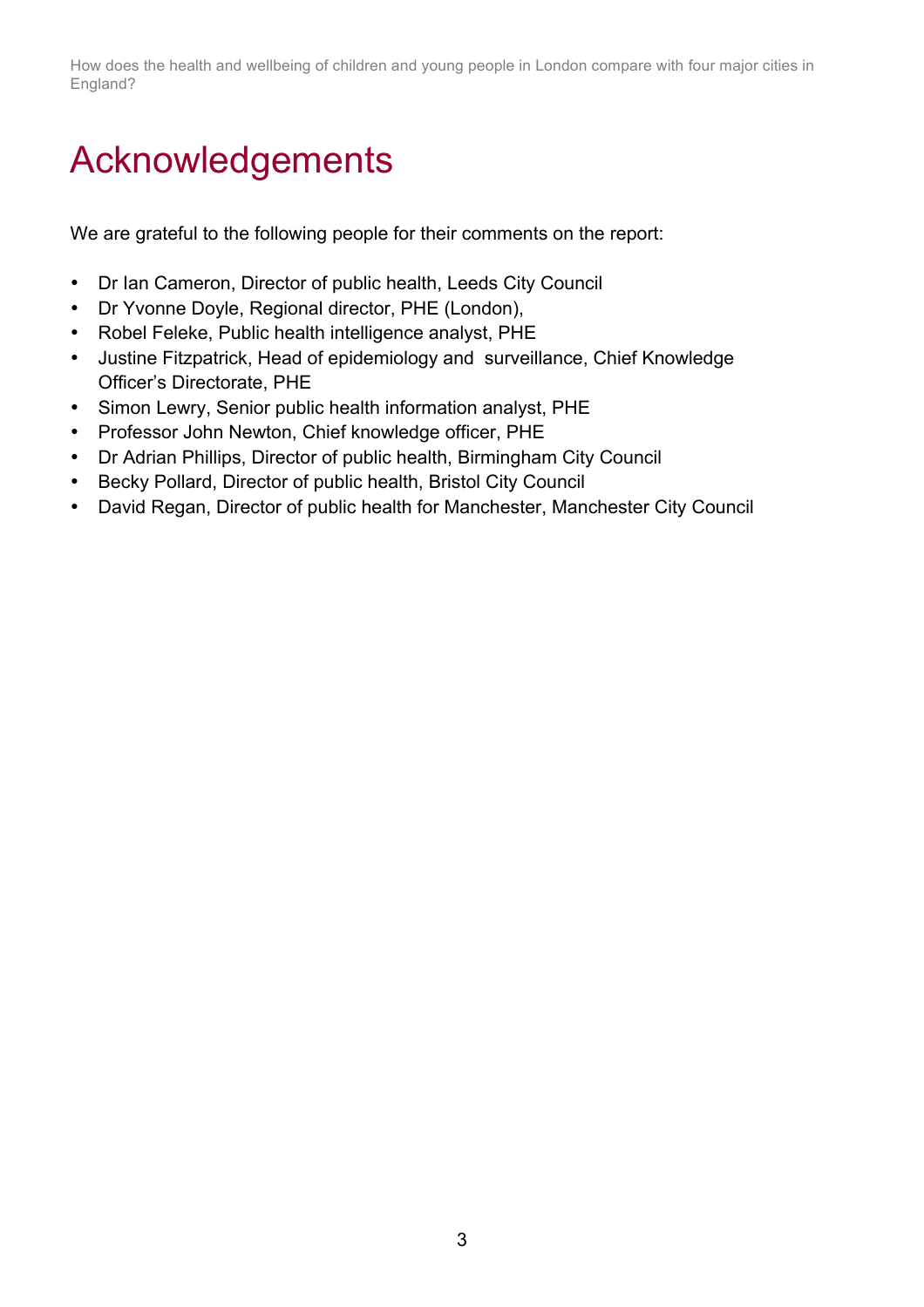# Acknowledgements

We are grateful to the following people for their comments on the report:

- Dr Ian Cameron, Director of public health, Leeds City Council
- Dr Yvonne Doyle, Regional director, PHE (London),
- Robel Feleke, Public health intelligence analyst, PHE
- Justine Fitzpatrick, Head of epidemiology and surveillance, Chief Knowledge Officer's Directorate, PHE
- Simon Lewry, Senior public health information analyst, PHE
- Professor John Newton, Chief knowledge officer, PHE
- Dr Adrian Phillips, Director of public health, Birmingham City Council
- Becky Pollard, Director of public health, Bristol City Council
- David Regan, Director of public health for Manchester, Manchester City Council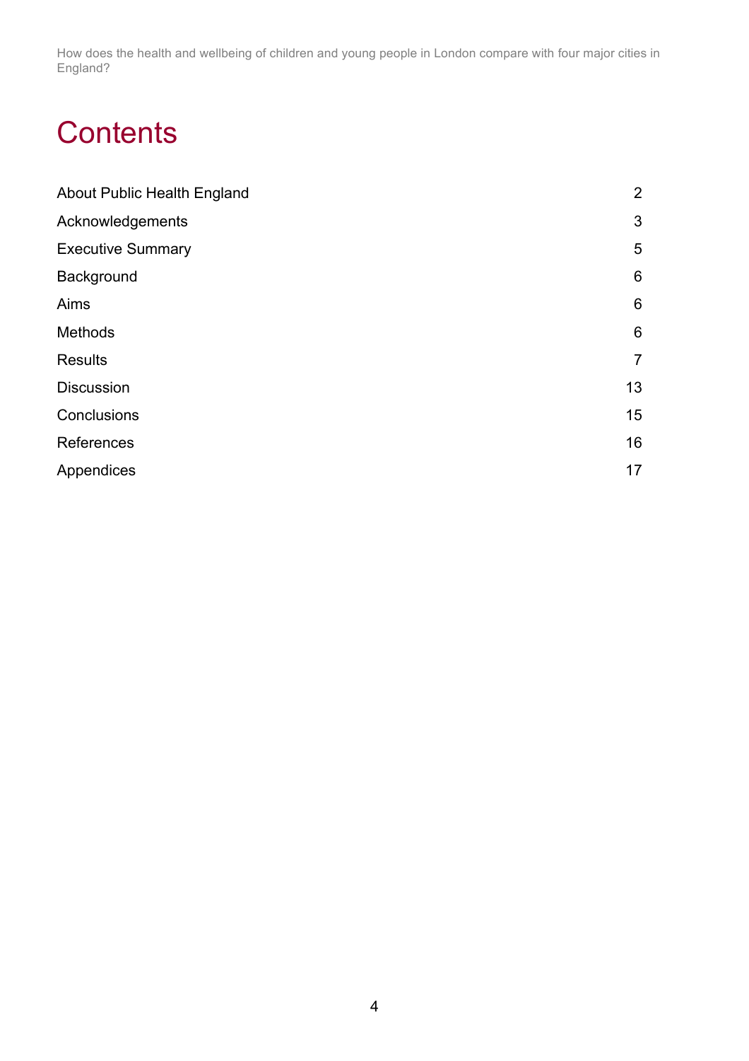# Contents

| | |
|---|---|
| About Public Health England | 2 |
| Acknowledgements | 3 |
| Executive Summary | 5 |
| Background | 6 |
| Aims | 6 |
| Methods | 6 |
| Results | 7 |
| Discussion | 13 |
| Conclusions | 15 |
| References | 16 |
| Appendices | 17 |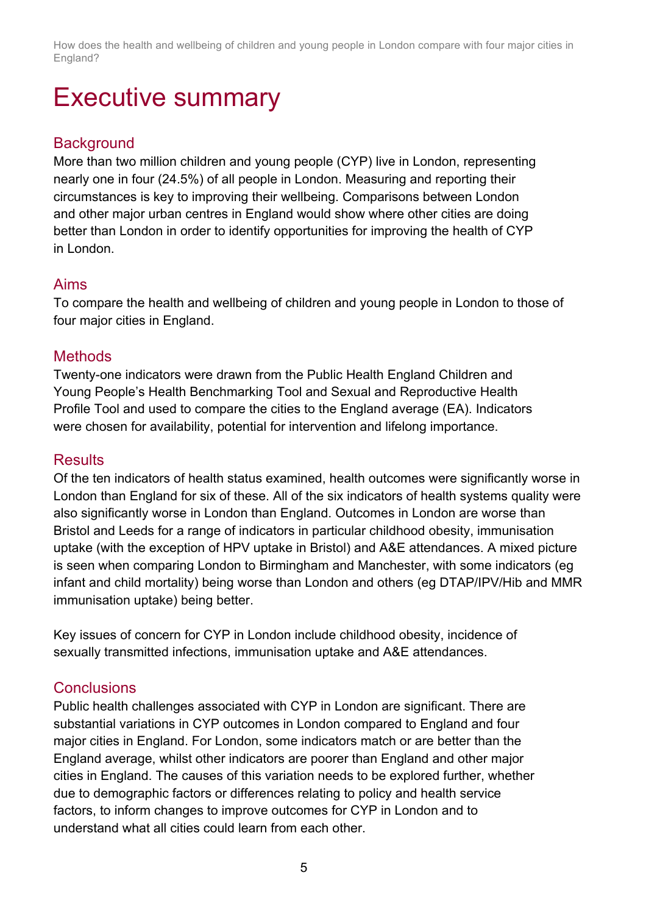# Executive summary

## Background

More than two million children and young people (CYP) live in London, representing nearly one in four (24.5%) of all people in London. Measuring and reporting their circumstances is key to improving their wellbeing. Comparisons between London and other major urban centres in England would show where other cities are doing better than London in order to identify opportunities for improving the health of CYP in London.

## Aims

To compare the health and wellbeing of children and young people in London to those of four major cities in England.

## Methods

Twenty-one indicators were drawn from the Public Health England Children and Young People's Health Benchmarking Tool and Sexual and Reproductive Health Profile Tool and used to compare the cities to the England average (EA). Indicators were chosen for availability, potential for intervention and lifelong importance.

## Results

Of the ten indicators of health status examined, health outcomes were significantly worse in London than England for six of these. All of the six indicators of health systems quality were also significantly worse in London than England. Outcomes in London are worse than Bristol and Leeds for a range of indicators in particular childhood obesity, immunisation uptake (with the exception of HPV uptake in Bristol) and A&E attendances. A mixed picture is seen when comparing London to Birmingham and Manchester, with some indicators (eg infant and child mortality) being worse than London and others (eg DTAP/IPV/Hib and MMR immunisation uptake) being better.

Key issues of concern for CYP in London include childhood obesity, incidence of sexually transmitted infections, immunisation uptake and A&E attendances.

## Conclusions

Public health challenges associated with CYP in London are significant. There are substantial variations in CYP outcomes in London compared to England and four major cities in England. For London, some indicators match or are better than the England average, whilst other indicators are poorer than England and other major cities in England. The causes of this variation needs to be explored further, whether due to demographic factors or differences relating to policy and health service factors, to inform changes to improve outcomes for CYP in London and to understand what all cities could learn from each other.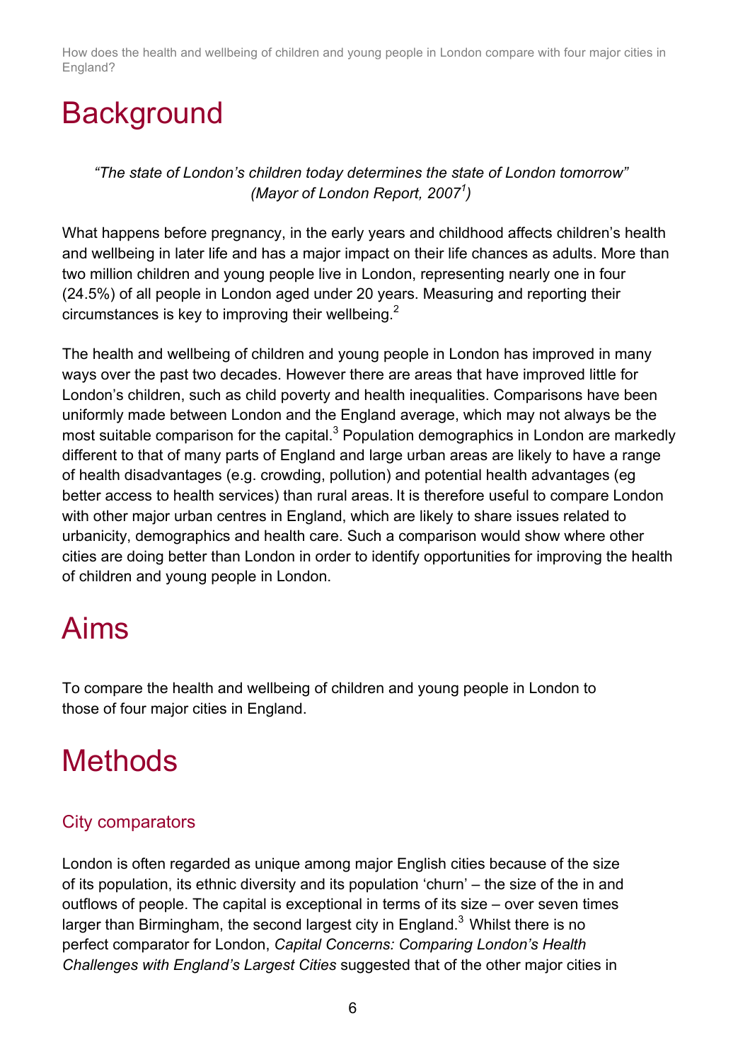# Background

*"The state of London's children today determines the state of London tomorrow" (Mayor of London Report, 2007[1])*

What happens before pregnancy, in the early years and childhood affects children's health and wellbeing in later life and has a major impact on their life chances as adults. More than two million children and young people live in London, representing nearly one in four (24.5%) of all people in London aged under 20 years. Measuring and reporting their circumstances is key to improving their wellbeing.[2]

The health and wellbeing of children and young people in London has improved in many ways over the past two decades. However there are areas that have improved little for London's children, such as child poverty and health inequalities. Comparisons have been uniformly made between London and the England average, which may not always be the most suitable comparison for the capital.[3] Population demographics in London are markedly different to that of many parts of England and large urban areas are likely to have a range of health disadvantages (e.g. crowding, pollution) and potential health advantages (eg better access to health services) than rural areas. It is therefore useful to compare London with other major urban centres in England, which are likely to share issues related to urbanicity, demographics and health care. Such a comparison would show where other cities are doing better than London in order to identify opportunities for improving the health of children and young people in London.

# Aims

To compare the health and wellbeing of children and young people in London to those of four major cities in England.

# Methods

## City comparators

London is often regarded as unique among major English cities because of the size of its population, its ethnic diversity and its population 'churn' – the size of the in and outflows of people. The capital is exceptional in terms of its size – over seven times larger than Birmingham, the second largest city in England.[3] Whilst there is no perfect comparator for London, *Capital Concerns: Comparing London's Health Challenges with England's Largest Cities* suggested that of the other major cities in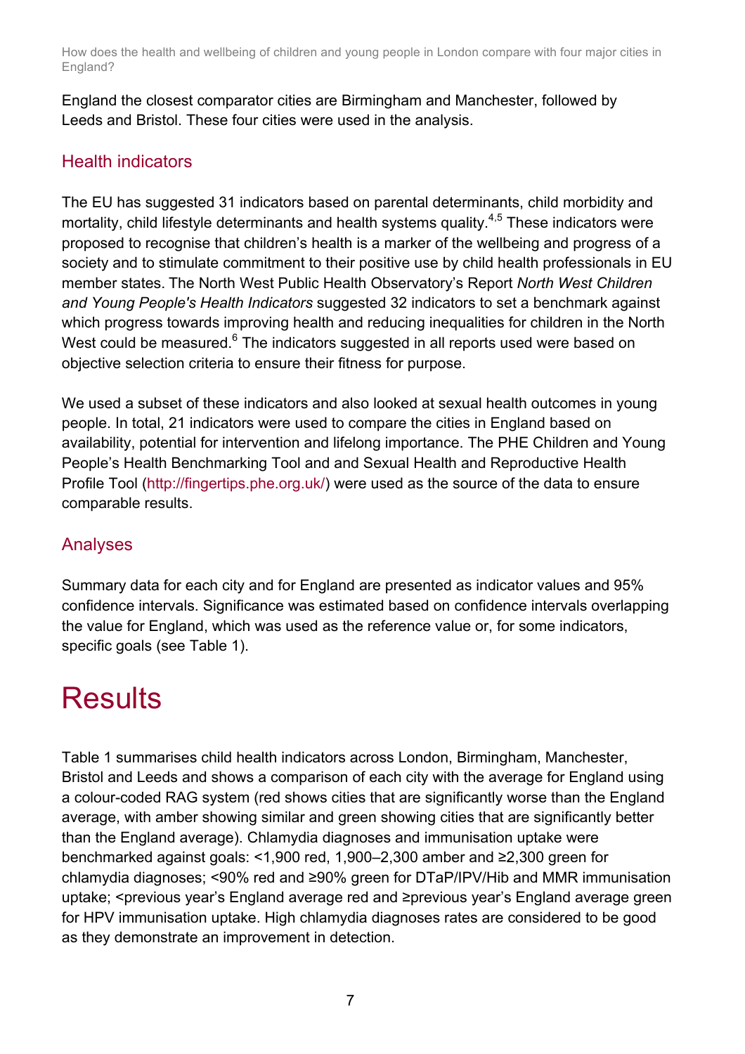England the closest comparator cities are Birmingham and Manchester, followed by Leeds and Bristol. These four cities were used in the analysis.

## Health indicators

The EU has suggested 31 indicators based on parental determinants, child morbidity and mortality, child lifestyle determinants and health systems quality.[4,5] These indicators were proposed to recognise that children's health is a marker of the wellbeing and progress of a society and to stimulate commitment to their positive use by child health professionals in EU member states. The North West Public Health Observatory's Report *North West Children and Young People's Health Indicators* suggested 32 indicators to set a benchmark against which progress towards improving health and reducing inequalities for children in the North West could be measured.[6] The indicators suggested in all reports used were based on objective selection criteria to ensure their fitness for purpose.

We used a subset of these indicators and also looked at sexual health outcomes in young people. In total, 21 indicators were used to compare the cities in England based on availability, potential for intervention and lifelong importance. The PHE Children and Young People's Health Benchmarking Tool and and Sexual Health and Reproductive Health Profile Tool (http://fingertips.phe.org.uk/) were used as the source of the data to ensure comparable results.

## Analyses

Summary data for each city and for England are presented as indicator values and 95% confidence intervals. Significance was estimated based on confidence intervals overlapping the value for England, which was used as the reference value or, for some indicators, specific goals (see Table 1).

# Results

Table 1 summarises child health indicators across London, Birmingham, Manchester, Bristol and Leeds and shows a comparison of each city with the average for England using a colour-coded RAG system (red shows cities that are significantly worse than the England average, with amber showing similar and green showing cities that are significantly better than the England average). Chlamydia diagnoses and immunisation uptake were benchmarked against goals: <1,900 red, 1,900–2,300 amber and ≥2,300 green for chlamydia diagnoses; <90% red and ≥90% green for DTaP/IPV/Hib and MMR immunisation uptake; <previous year's England average red and ≥previous year's England average green for HPV immunisation uptake. High chlamydia diagnoses rates are considered to be good as they demonstrate an improvement in detection.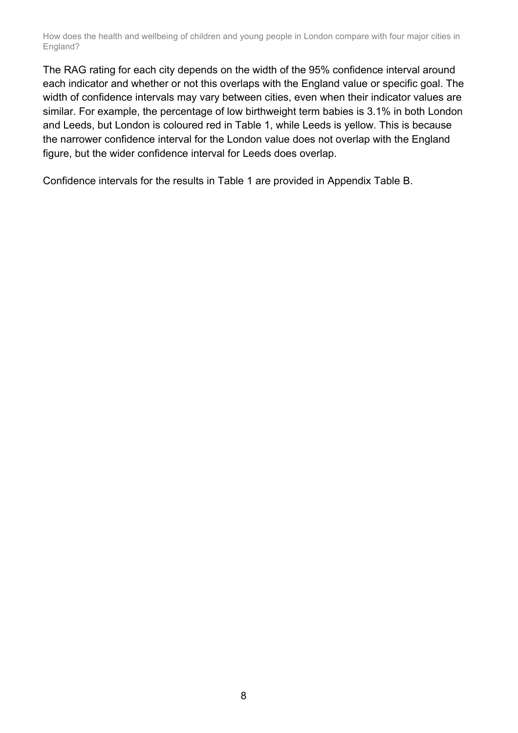The RAG rating for each city depends on the width of the 95% confidence interval around each indicator and whether or not this overlaps with the England value or specific goal. The width of confidence intervals may vary between cities, even when their indicator values are similar. For example, the percentage of low birthweight term babies is 3.1% in both London and Leeds, but London is coloured red in Table 1, while Leeds is yellow. This is because the narrower confidence interval for the London value does not overlap with the England figure, but the wider confidence interval for Leeds does overlap.

Confidence intervals for the results in Table 1 are provided in Appendix Table B.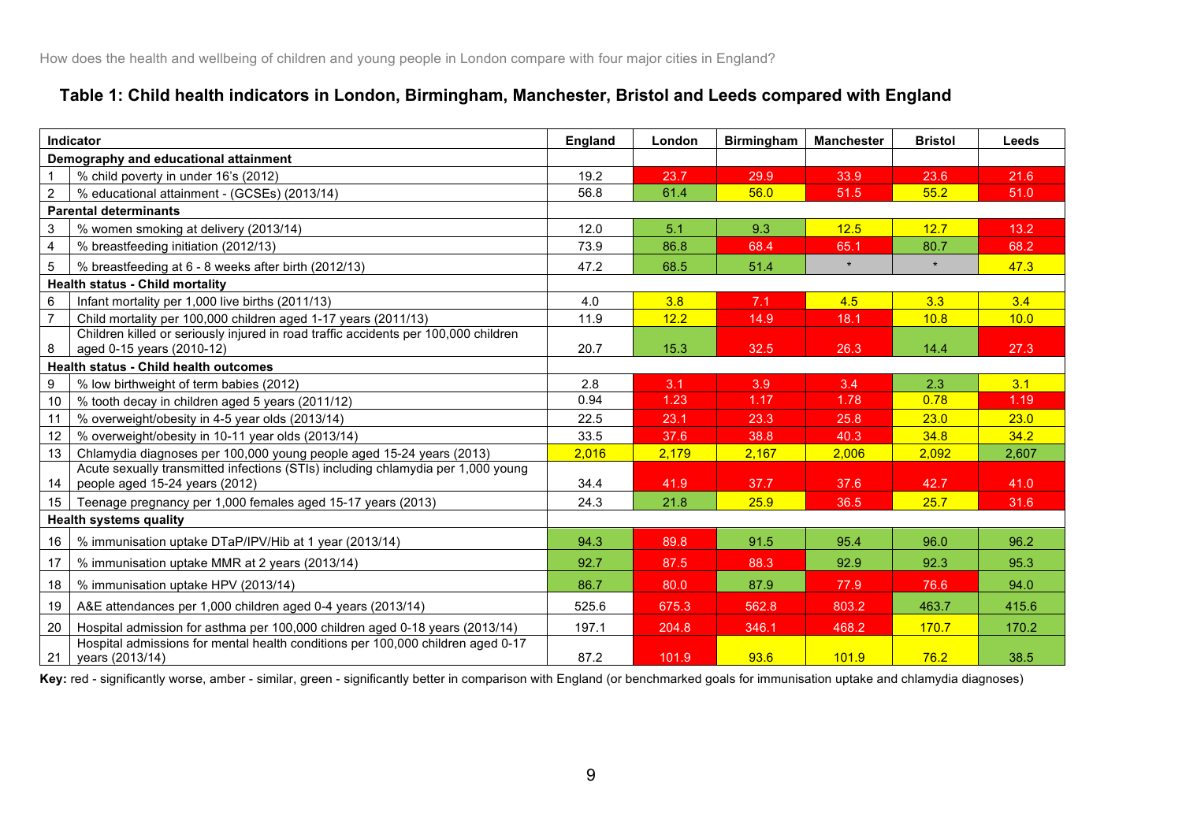How does the health and wellbeing of children and young people in London compare with four major cities in England?

## Table 1: Child health indicators in London, Birmingham, Manchester, Bristol and Leeds compared with England

| | Indicator | England | London | Birmingham | Manchester | Bristol | Leeds |
|---|---|---|---|---|---|---|---|
| **Demography and educational attainment** | | | | | | | |
| 1 | % child poverty in under 16's (2012) | 19.2 | 23.7 | 29.9 | 33.9 | 23.6 | 21.6 |
| 2 | % educational attainment - (GCSEs) (2013/14) | 56.8 | 61.4 | 56.0 | 51.5 | 55.2 | 51.0 |
| **Parental determinants** | | | | | | | |
| 3 | % women smoking at delivery (2013/14) | 12.0 | 5.1 | 9.3 | 12.5 | 12.7 | 13.2 |
| 4 | % breastfeeding initiation (2012/13) | 73.9 | 86.8 | 68.4 | 65.1 | 80.7 | 68.2 |
| 5 | % breastfeeding at 6 - 8 weeks after birth (2012/13) | 47.2 | 68.5 | 51.4 | * | * | 47.3 |
| **Health status - Child mortality** | | | | | | | |
| 6 | Infant mortality per 1,000 live births (2011/13) | 4.0 | 3.8 | 7.1 | 4.5 | 3.3 | 3.4 |
| 7 | Child mortality per 100,000 children aged 1-17 years (2011/13) | 11.9 | 12.2 | 14.9 | 18.1 | 10.8 | 10.0 |
| 8 | Children killed or seriously injured in road traffic accidents per 100,000 children aged 0-15 years (2010-12) | 20.7 | 15.3 | 32.5 | 26.3 | 14.4 | 27.3 |
| **Health status - Child health outcomes** | | | | | | | |
| 9 | % low birthweight of term babies (2012) | 2.8 | 3.1 | 3.9 | 3.4 | 2.3 | 3.1 |
| 10 | % tooth decay in children aged 5 years (2011/12) | 0.94 | 1.23 | 1.17 | 1.78 | 0.78 | 1.19 |
| 11 | % overweight/obesity in 4-5 year olds (2013/14) | 22.5 | 23.1 | 23.3 | 25.8 | 23.0 | 23.0 |
| 12 | % overweight/obesity in 10-11 year olds (2013/14) | 33.5 | 37.6 | 38.8 | 40.3 | 34.8 | 34.2 |
| 13 | Chlamydia diagnoses per 100,000 young people aged 15-24 years (2013) | 2,016 | 2,179 | 2,167 | 2,006 | 2,092 | 2,607 |
| 14 | Acute sexually transmitted infections (STIs) including chlamydia per 1,000 young people aged 15-24 years (2012) | 34.4 | 41.9 | 37.7 | 37.6 | 42.7 | 41.0 |
| 15 | Teenage pregnancy per 1,000 females aged 15-17 years (2013) | 24.3 | 21.8 | 25.9 | 36.5 | 25.7 | 31.6 |
| **Health systems quality** | | | | | | | |
| 16 | % immunisation uptake DTaP/IPV/Hib at 1 year (2013/14) | 94.3 | 89.8 | 91.5 | 95.4 | 96.0 | 96.2 |
| 17 | % immunisation uptake MMR at 2 years (2013/14) | 92.7 | 87.5 | 88.3 | 92.9 | 92.3 | 95.3 |
| 18 | % immunisation uptake HPV (2013/14) | 86.7 | 80.0 | 87.9 | 77.9 | 76.6 | 94.0 |
| 19 | A&E attendances per 1,000 children aged 0-4 years (2013/14) | 525.6 | 675.3 | 562.8 | 803.2 | 463.7 | 415.6 |
| 20 | Hospital admission for asthma per 100,000 children aged 0-18 years (2013/14) | 197.1 | 204.8 | 346.1 | 468.2 | 170.7 | 170.2 |
| 21 | Hospital admissions for mental health conditions per 100,000 children aged 0-17 years (2013/14) | 87.2 | 101.9 | 93.6 | 101.9 | 76.2 | 38.5 |

**Key:** red - significantly worse, amber - similar, green - significantly better in comparison with England (or benchmarked goals for immunisation uptake and chlamydia diagnoses)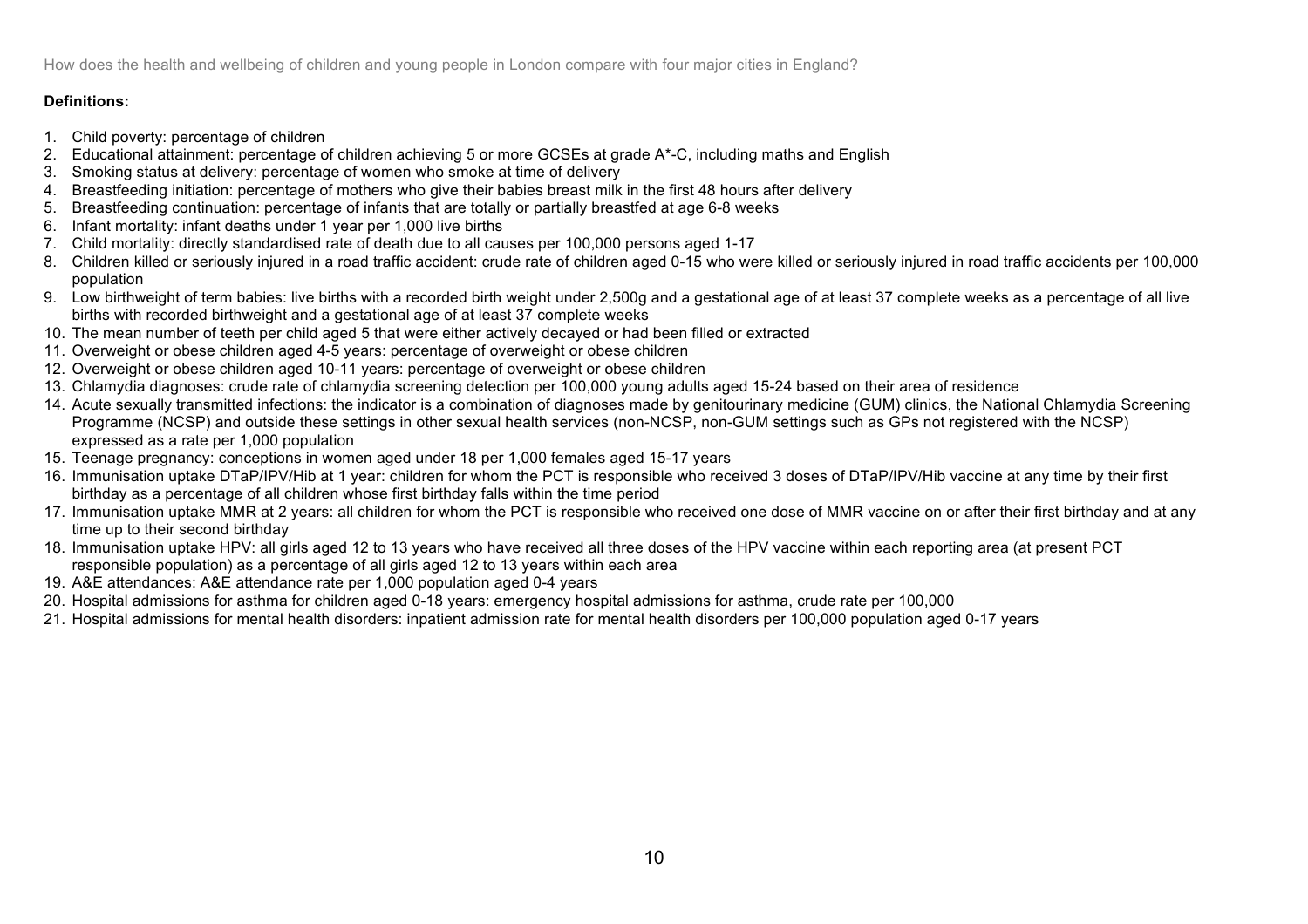**Definitions:**

1. Child poverty: percentage of children
2. Educational attainment: percentage of children achieving 5 or more GCSEs at grade A*-C, including maths and English
3. Smoking status at delivery: percentage of women who smoke at time of delivery
4. Breastfeeding initiation: percentage of mothers who give their babies breast milk in the first 48 hours after delivery
5. Breastfeeding continuation: percentage of infants that are totally or partially breastfed at age 6-8 weeks
6. Infant mortality: infant deaths under 1 year per 1,000 live births
7. Child mortality: directly standardised rate of death due to all causes per 100,000 persons aged 1-17
8. Children killed or seriously injured in a road traffic accident: crude rate of children aged 0-15 who were killed or seriously injured in road traffic accidents per 100,000 population
9. Low birthweight of term babies: live births with a recorded birth weight under 2,500g and a gestational age of at least 37 complete weeks as a percentage of all live births with recorded birthweight and a gestational age of at least 37 complete weeks
10. The mean number of teeth per child aged 5 that were either actively decayed or had been filled or extracted
11. Overweight or obese children aged 4-5 years: percentage of overweight or obese children
12. Overweight or obese children aged 10-11 years: percentage of overweight or obese children
13. Chlamydia diagnoses: crude rate of chlamydia screening detection per 100,000 young adults aged 15-24 based on their area of residence
14. Acute sexually transmitted infections: the indicator is a combination of diagnoses made by genitourinary medicine (GUM) clinics, the National Chlamydia Screening Programme (NCSP) and outside these settings in other sexual health services (non-NCSP, non-GUM settings such as GPs not registered with the NCSP) expressed as a rate per 1,000 population
15. Teenage pregnancy: conceptions in women aged under 18 per 1,000 females aged 15-17 years
16. Immunisation uptake DTaP/IPV/Hib at 1 year: children for whom the PCT is responsible who received 3 doses of DTaP/IPV/Hib vaccine at any time by their first birthday as a percentage of all children whose first birthday falls within the time period
17. Immunisation uptake MMR at 2 years: all children for whom the PCT is responsible who received one dose of MMR vaccine on or after their first birthday and at any time up to their second birthday
18. Immunisation uptake HPV: all girls aged 12 to 13 years who have received all three doses of the HPV vaccine within each reporting area (at present PCT responsible population) as a percentage of all girls aged 12 to 13 years within each area
19. A&E attendances: A&E attendance rate per 1,000 population aged 0-4 years
20. Hospital admissions for asthma for children aged 0-18 years: emergency hospital admissions for asthma, crude rate per 100,000
21. Hospital admissions for mental health disorders: inpatient admission rate for mental health disorders per 100,000 population aged 0-17 years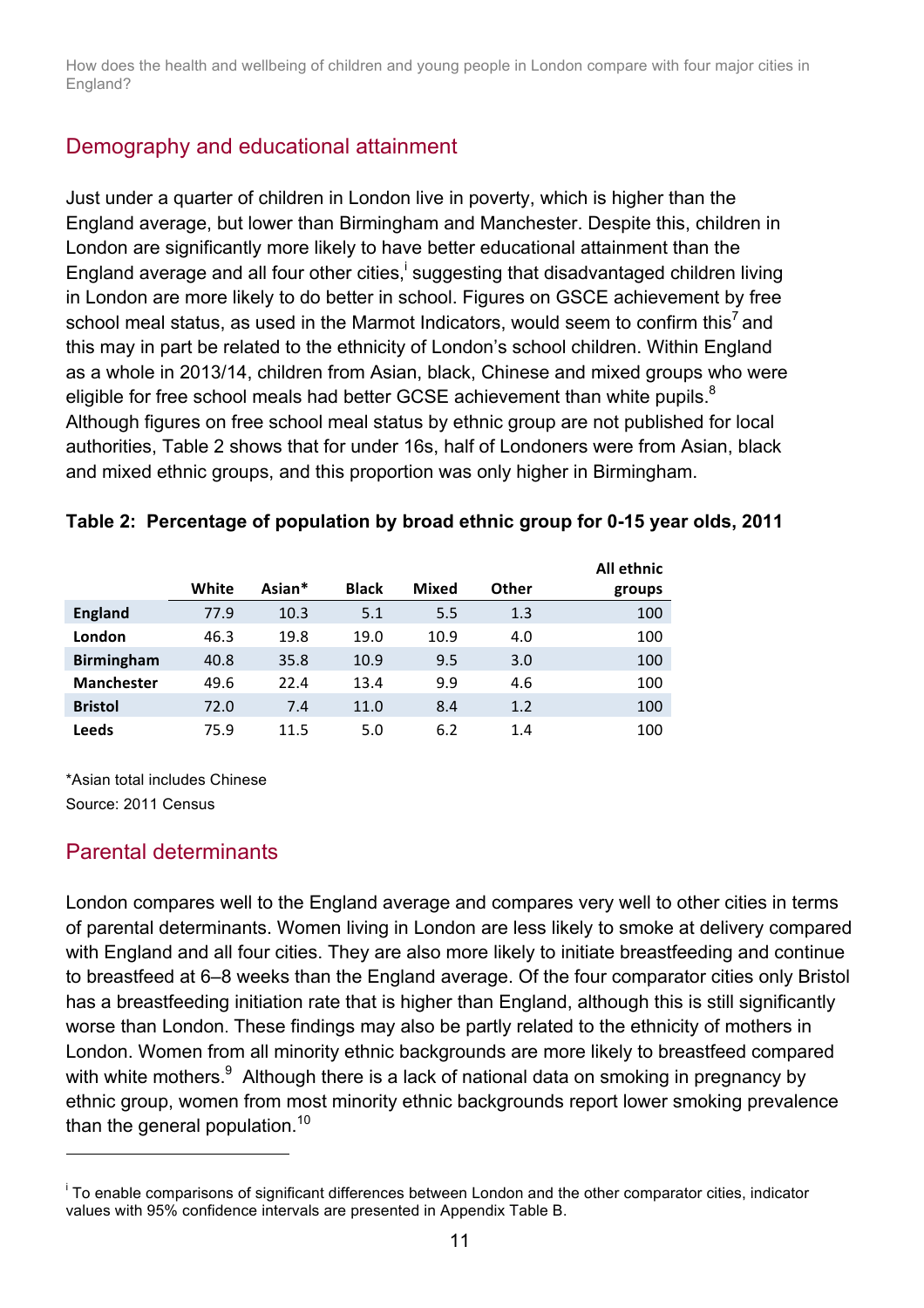## Demography and educational attainment

Just under a quarter of children in London live in poverty, which is higher than the England average, but lower than Birmingham and Manchester. Despite this, children in London are significantly more likely to have better educational attainment than the England average and all four other cities,[i] suggesting that disadvantaged children living in London are more likely to do better in school. Figures on GSCE achievement by free school meal status, as used in the Marmot Indicators, would seem to confirm this[7] and this may in part be related to the ethnicity of London's school children. Within England as a whole in 2013/14, children from Asian, black, Chinese and mixed groups who were eligible for free school meals had better GCSE achievement than white pupils.[8] Although figures on free school meal status by ethnic group are not published for local authorities, Table 2 shows that for under 16s, half of Londoners were from Asian, black and mixed ethnic groups, and this proportion was only higher in Birmingham.

**Table 2: Percentage of population by broad ethnic group for 0-15 year olds, 2011**

| | White | Asian* | Black | Mixed | Other | All ethnic groups |
|---|---|---|---|---|---|---|
| **England** | 77.9 | 10.3 | 5.1 | 5.5 | 1.3 | 100 |
| **London** | 46.3 | 19.8 | 19.0 | 10.9 | 4.0 | 100 |
| **Birmingham** | 40.8 | 35.8 | 10.9 | 9.5 | 3.0 | 100 |
| **Manchester** | 49.6 | 22.4 | 13.4 | 9.9 | 4.6 | 100 |
| **Bristol** | 72.0 | 7.4 | 11.0 | 8.4 | 1.2 | 100 |
| **Leeds** | 75.9 | 11.5 | 5.0 | 6.2 | 1.4 | 100 |

*Asian total includes Chinese

Source: 2011 Census

## Parental determinants

London compares well to the England average and compares very well to other cities in terms of parental determinants. Women living in London are less likely to smoke at delivery compared with England and all four cities. They are also more likely to initiate breastfeeding and continue to breastfeed at 6–8 weeks than the England average. Of the four comparator cities only Bristol has a breastfeeding initiation rate that is higher than England, although this is still significantly worse than London. These findings may also be partly related to the ethnicity of mothers in London. Women from all minority ethnic backgrounds are more likely to breastfeed compared with white mothers.[9] Although there is a lack of national data on smoking in pregnancy by ethnic group, women from most minority ethnic backgrounds report lower smoking prevalence than the general population.[10]

---

[i] To enable comparisons of significant differences between London and the other comparator cities, indicator values with 95% confidence intervals are presented in Appendix Table B.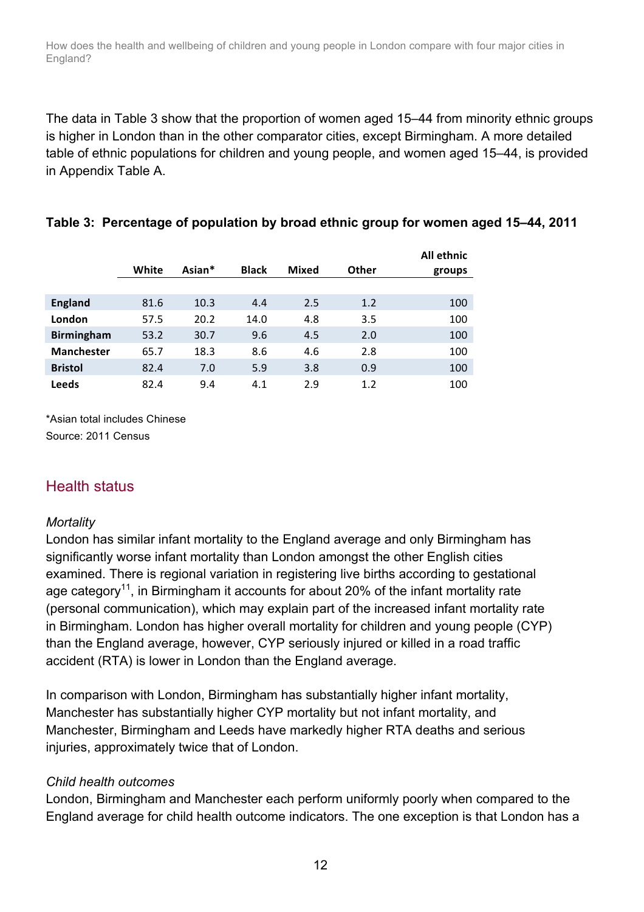The data in Table 3 show that the proportion of women aged 15–44 from minority ethnic groups is higher in London than in the other comparator cities, except Birmingham. A more detailed table of ethnic populations for children and young people, and women aged 15–44, is provided in Appendix Table A.

**Table 3: Percentage of population by broad ethnic group for women aged 15–44, 2011**

| | White | Asian* | Black | Mixed | Other | All ethnic groups |
|---|---|---|---|---|---|---|
| **England** | 81.6 | 10.3 | 4.4 | 2.5 | 1.2 | 100 |
| **London** | 57.5 | 20.2 | 14.0 | 4.8 | 3.5 | 100 |
| **Birmingham** | 53.2 | 30.7 | 9.6 | 4.5 | 2.0 | 100 |
| **Manchester** | 65.7 | 18.3 | 8.6 | 4.6 | 2.8 | 100 |
| **Bristol** | 82.4 | 7.0 | 5.9 | 3.8 | 0.9 | 100 |
| **Leeds** | 82.4 | 9.4 | 4.1 | 2.9 | 1.2 | 100 |

*Asian total includes Chinese

Source: 2011 Census

## Health status

*Mortality*

London has similar infant mortality to the England average and only Birmingham has significantly worse infant mortality than London amongst the other English cities examined. There is regional variation in registering live births according to gestational age category[11], in Birmingham it accounts for about 20% of the infant mortality rate (personal communication), which may explain part of the increased infant mortality rate in Birmingham. London has higher overall mortality for children and young people (CYP) than the England average, however, CYP seriously injured or killed in a road traffic accident (RTA) is lower in London than the England average.

In comparison with London, Birmingham has substantially higher infant mortality, Manchester has substantially higher CYP mortality but not infant mortality, and Manchester, Birmingham and Leeds have markedly higher RTA deaths and serious injuries, approximately twice that of London.

*Child health outcomes*

London, Birmingham and Manchester each perform uniformly poorly when compared to the England average for child health outcome indicators. The one exception is that London has a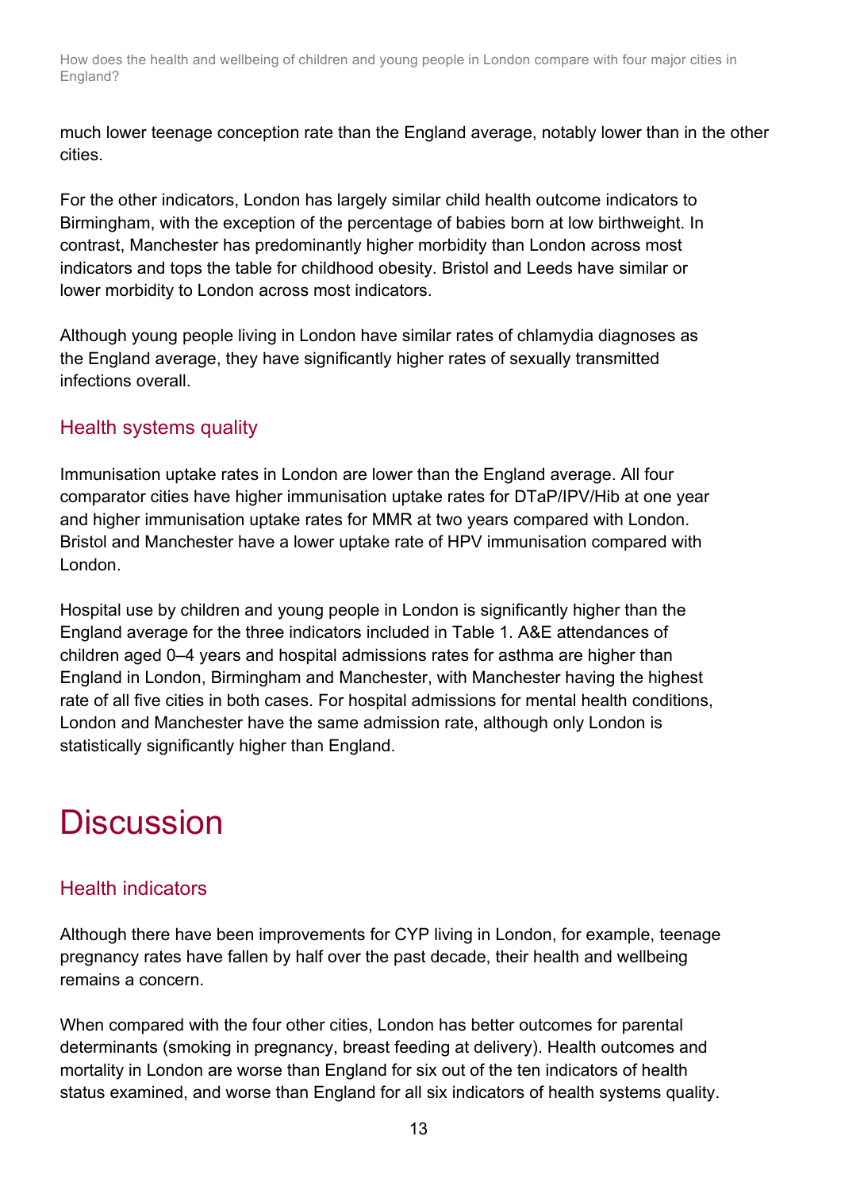much lower teenage conception rate than the England average, notably lower than in the other cities.

For the other indicators, London has largely similar child health outcome indicators to Birmingham, with the exception of the percentage of babies born at low birthweight. In contrast, Manchester has predominantly higher morbidity than London across most indicators and tops the table for childhood obesity. Bristol and Leeds have similar or lower morbidity to London across most indicators.

Although young people living in London have similar rates of chlamydia diagnoses as the England average, they have significantly higher rates of sexually transmitted infections overall.

### Health systems quality

Immunisation uptake rates in London are lower than the England average. All four comparator cities have higher immunisation uptake rates for DTaP/IPV/Hib at one year and higher immunisation uptake rates for MMR at two years compared with London. Bristol and Manchester have a lower uptake rate of HPV immunisation compared with London.

Hospital use by children and young people in London is significantly higher than the England average for the three indicators included in Table 1. A&E attendances of children aged 0–4 years and hospital admissions rates for asthma are higher than England in London, Birmingham and Manchester, with Manchester having the highest rate of all five cities in both cases. For hospital admissions for mental health conditions, London and Manchester have the same admission rate, although only London is statistically significantly higher than England.

## Discussion

### Health indicators

Although there have been improvements for CYP living in London, for example, teenage pregnancy rates have fallen by half over the past decade, their health and wellbeing remains a concern.

When compared with the four other cities, London has better outcomes for parental determinants (smoking in pregnancy, breast feeding at delivery). Health outcomes and mortality in London are worse than England for six out of the ten indicators of health status examined, and worse than England for all six indicators of health systems quality.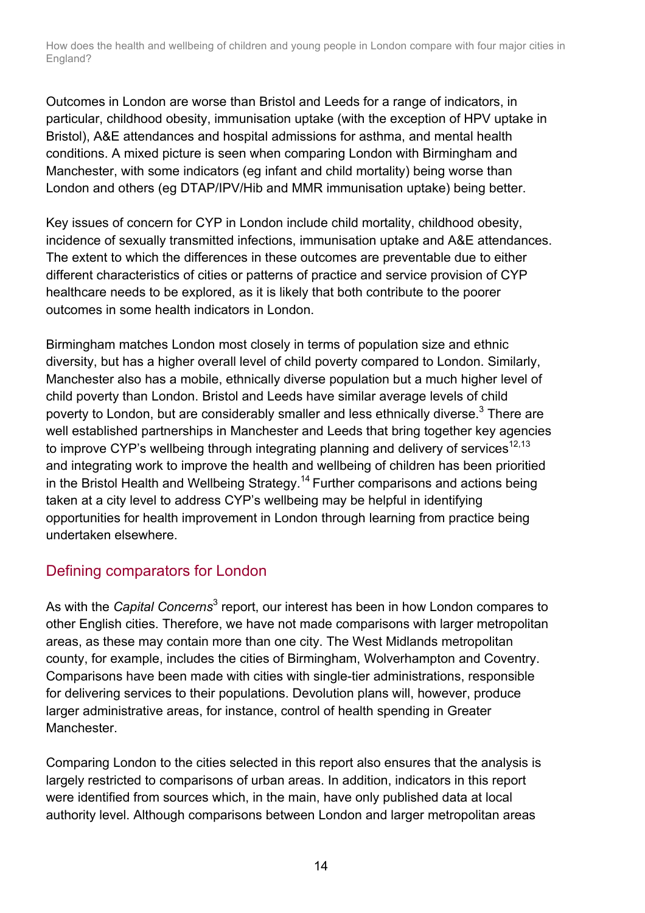Outcomes in London are worse than Bristol and Leeds for a range of indicators, in particular, childhood obesity, immunisation uptake (with the exception of HPV uptake in Bristol), A&E attendances and hospital admissions for asthma, and mental health conditions. A mixed picture is seen when comparing London with Birmingham and Manchester, with some indicators (eg infant and child mortality) being worse than London and others (eg DTAP/IPV/Hib and MMR immunisation uptake) being better.

Key issues of concern for CYP in London include child mortality, childhood obesity, incidence of sexually transmitted infections, immunisation uptake and A&E attendances. The extent to which the differences in these outcomes are preventable due to either different characteristics of cities or patterns of practice and service provision of CYP healthcare needs to be explored, as it is likely that both contribute to the poorer outcomes in some health indicators in London.

Birmingham matches London most closely in terms of population size and ethnic diversity, but has a higher overall level of child poverty compared to London. Similarly, Manchester also has a mobile, ethnically diverse population but a much higher level of child poverty than London. Bristol and Leeds have similar average levels of child poverty to London, but are considerably smaller and less ethnically diverse.[3] There are well established partnerships in Manchester and Leeds that bring together key agencies to improve CYP's wellbeing through integrating planning and delivery of services[12,13] and integrating work to improve the health and wellbeing of children has been prioritied in the Bristol Health and Wellbeing Strategy.[14] Further comparisons and actions being taken at a city level to address CYP's wellbeing may be helpful in identifying opportunities for health improvement in London through learning from practice being undertaken elsewhere.

## Defining comparators for London

As with the *Capital Concerns*[3] report, our interest has been in how London compares to other English cities. Therefore, we have not made comparisons with larger metropolitan areas, as these may contain more than one city. The West Midlands metropolitan county, for example, includes the cities of Birmingham, Wolverhampton and Coventry. Comparisons have been made with cities with single-tier administrations, responsible for delivering services to their populations. Devolution plans will, however, produce larger administrative areas, for instance, control of health spending in Greater Manchester.

Comparing London to the cities selected in this report also ensures that the analysis is largely restricted to comparisons of urban areas. In addition, indicators in this report were identified from sources which, in the main, have only published data at local authority level. Although comparisons between London and larger metropolitan areas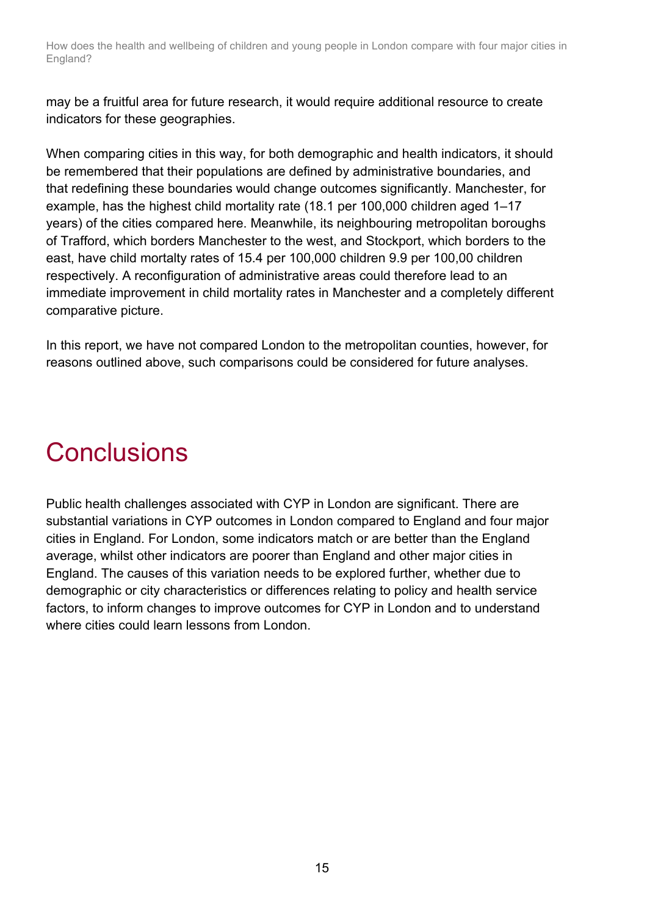may be a fruitful area for future research, it would require additional resource to create indicators for these geographies.

When comparing cities in this way, for both demographic and health indicators, it should be remembered that their populations are defined by administrative boundaries, and that redefining these boundaries would change outcomes significantly. Manchester, for example, has the highest child mortality rate (18.1 per 100,000 children aged 1–17 years) of the cities compared here. Meanwhile, its neighbouring metropolitan boroughs of Trafford, which borders Manchester to the west, and Stockport, which borders to the east, have child mortalty rates of 15.4 per 100,000 children 9.9 per 100,00 children respectively. A reconfiguration of administrative areas could therefore lead to an immediate improvement in child mortality rates in Manchester and a completely different comparative picture.

In this report, we have not compared London to the metropolitan counties, however, for reasons outlined above, such comparisons could be considered for future analyses.

# Conclusions

Public health challenges associated with CYP in London are significant. There are substantial variations in CYP outcomes in London compared to England and four major cities in England. For London, some indicators match or are better than the England average, whilst other indicators are poorer than England and other major cities in England. The causes of this variation needs to be explored further, whether due to demographic or city characteristics or differences relating to policy and health service factors, to inform changes to improve outcomes for CYP in London and to understand where cities could learn lessons from London.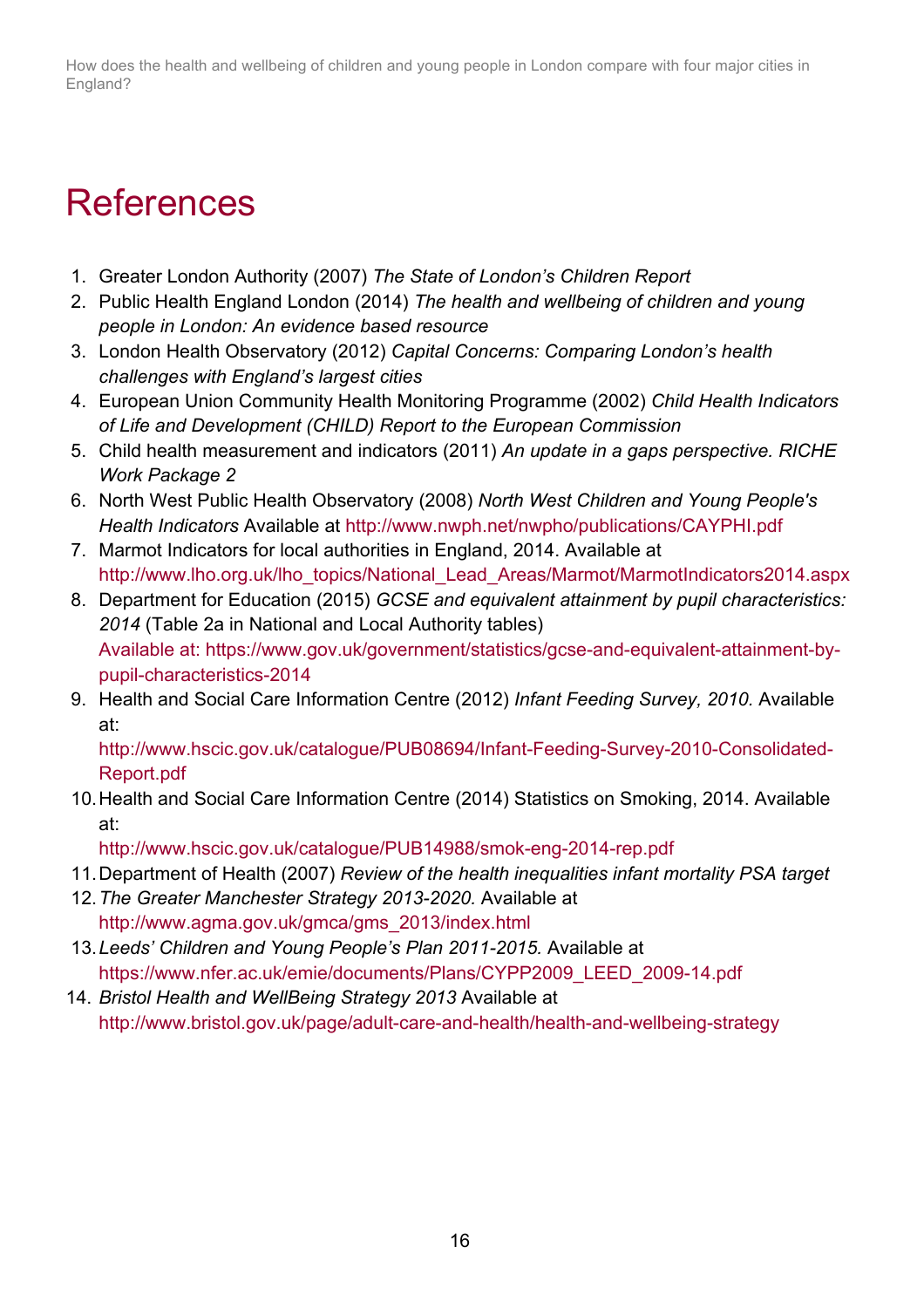# References

1. Greater London Authority (2007) *The State of London's Children Report*
2. Public Health England London (2014) *The health and wellbeing of children and young people in London: An evidence based resource*
3. London Health Observatory (2012) *Capital Concerns: Comparing London's health challenges with England's largest cities*
4. European Union Community Health Monitoring Programme (2002) *Child Health Indicators of Life and Development (CHILD) Report to the European Commission*
5. Child health measurement and indicators (2011) *An update in a gaps perspective. RICHE Work Package 2*
6. North West Public Health Observatory (2008) *North West Children and Young People's Health Indicators* Available at http://www.nwph.net/nwpho/publications/CAYPHI.pdf
7. Marmot Indicators for local authorities in England, 2014. Available at http://www.lho.org.uk/lho_topics/National_Lead_Areas/Marmot/MarmotIndicators2014.aspx
8. Department for Education (2015) *GCSE and equivalent attainment by pupil characteristics: 2014* (Table 2a in National and Local Authority tables) Available at: https://www.gov.uk/government/statistics/gcse-and-equivalent-attainment-by-pupil-characteristics-2014
9. Health and Social Care Information Centre (2012) *Infant Feeding Survey, 2010.* Available at: http://www.hscic.gov.uk/catalogue/PUB08694/Infant-Feeding-Survey-2010-Consolidated-Report.pdf
10. Health and Social Care Information Centre (2014) Statistics on Smoking, 2014. Available at: http://www.hscic.gov.uk/catalogue/PUB14988/smok-eng-2014-rep.pdf
11. Department of Health (2007) *Review of the health inequalities infant mortality PSA target*
12. *The Greater Manchester Strategy 2013-2020.* Available at http://www.agma.gov.uk/gmca/gms_2013/index.html
13. *Leeds' Children and Young People's Plan 2011-2015.* Available at https://www.nfer.ac.uk/emie/documents/Plans/CYPP2009_LEED_2009-14.pdf
14. *Bristol Health and WellBeing Strategy 2013* Available at http://www.bristol.gov.uk/page/adult-care-and-health/health-and-wellbeing-strategy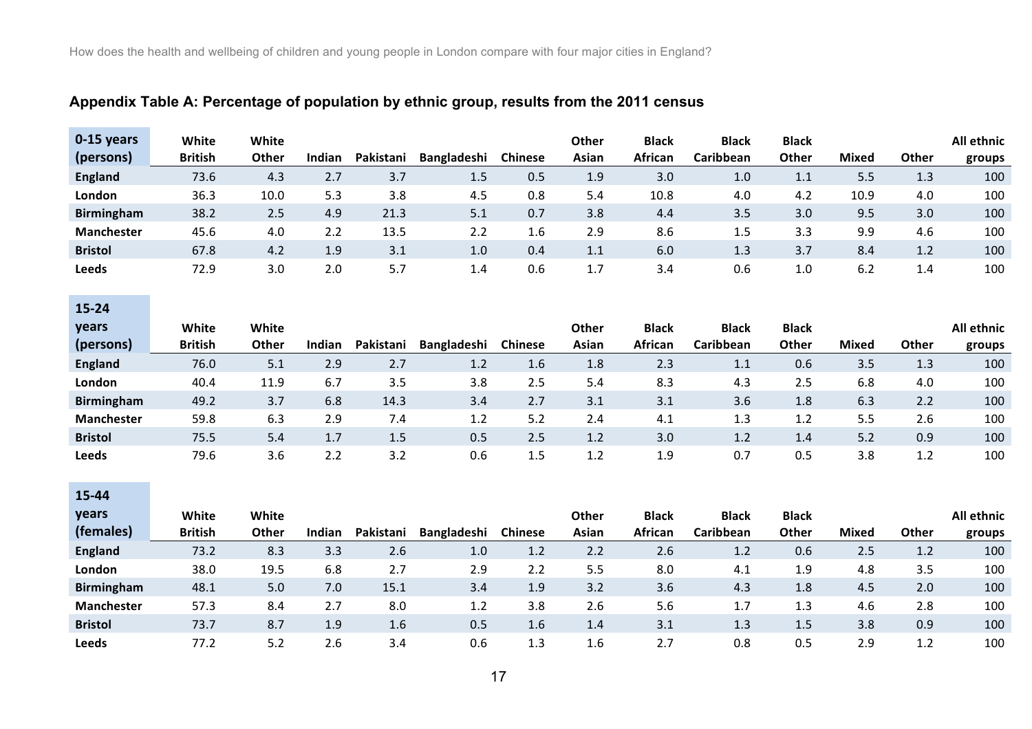## Appendix Table A: Percentage of population by ethnic group, results from the 2011 census

| 0-15 years (persons) | White British | White Other | Indian | Pakistani | Bangladeshi | Chinese | Other Asian | Black African | Black Caribbean | Black Other | Mixed | Other | All ethnic groups |
|---|---|---|---|---|---|---|---|---|---|---|---|---|---|
| England | 73.6 | 4.3 | 2.7 | 3.7 | 1.5 | 0.5 | 1.9 | 3.0 | 1.0 | 1.1 | 5.5 | 1.3 | 100 |
| London | 36.3 | 10.0 | 5.3 | 3.8 | 4.5 | 0.8 | 5.4 | 10.8 | 4.0 | 4.2 | 10.9 | 4.0 | 100 |
| Birmingham | 38.2 | 2.5 | 4.9 | 21.3 | 5.1 | 0.7 | 3.8 | 4.4 | 3.5 | 3.0 | 9.5 | 3.0 | 100 |
| Manchester | 45.6 | 4.0 | 2.2 | 13.5 | 2.2 | 1.6 | 2.9 | 8.6 | 1.5 | 3.3 | 9.9 | 4.6 | 100 |
| Bristol | 67.8 | 4.2 | 1.9 | 3.1 | 1.0 | 0.4 | 1.1 | 6.0 | 1.3 | 3.7 | 8.4 | 1.2 | 100 |
| Leeds | 72.9 | 3.0 | 2.0 | 5.7 | 1.4 | 0.6 | 1.7 | 3.4 | 0.6 | 1.0 | 6.2 | 1.4 | 100 |

| 15-24 years (persons) | White British | White Other | Indian | Pakistani | Bangladeshi | Chinese | Other Asian | Black African | Black Caribbean | Black Other | Mixed | Other | All ethnic groups |
|---|---|---|---|---|---|---|---|---|---|---|---|---|---|
| England | 76.0 | 5.1 | 2.9 | 2.7 | 1.2 | 1.6 | 1.8 | 2.3 | 1.1 | 0.6 | 3.5 | 1.3 | 100 |
| London | 40.4 | 11.9 | 6.7 | 3.5 | 3.8 | 2.5 | 5.4 | 8.3 | 4.3 | 2.5 | 6.8 | 4.0 | 100 |
| Birmingham | 49.2 | 3.7 | 6.8 | 14.3 | 3.4 | 2.7 | 3.1 | 3.1 | 3.6 | 1.8 | 6.3 | 2.2 | 100 |
| Manchester | 59.8 | 6.3 | 2.9 | 7.4 | 1.2 | 5.2 | 2.4 | 4.1 | 1.3 | 1.2 | 5.5 | 2.6 | 100 |
| Bristol | 75.5 | 5.4 | 1.7 | 1.5 | 0.5 | 2.5 | 1.2 | 3.0 | 1.2 | 1.4 | 5.2 | 0.9 | 100 |
| Leeds | 79.6 | 3.6 | 2.2 | 3.2 | 0.6 | 1.5 | 1.2 | 1.9 | 0.7 | 0.5 | 3.8 | 1.2 | 100 |

| 15-44 years (females) | White British | White Other | Indian | Pakistani | Bangladeshi | Chinese | Other Asian | Black African | Black Caribbean | Black Other | Mixed | Other | All ethnic groups |
|---|---|---|---|---|---|---|---|---|---|---|---|---|---|
| England | 73.2 | 8.3 | 3.3 | 2.6 | 1.0 | 1.2 | 2.2 | 2.6 | 1.2 | 0.6 | 2.5 | 1.2 | 100 |
| London | 38.0 | 19.5 | 6.8 | 2.7 | 2.9 | 2.2 | 5.5 | 8.0 | 4.1 | 1.9 | 4.8 | 3.5 | 100 |
| Birmingham | 48.1 | 5.0 | 7.0 | 15.1 | 3.4 | 1.9 | 3.2 | 3.6 | 4.3 | 1.8 | 4.5 | 2.0 | 100 |
| Manchester | 57.3 | 8.4 | 2.7 | 8.0 | 1.2 | 3.8 | 2.6 | 5.6 | 1.7 | 1.3 | 4.6 | 2.8 | 100 |
| Bristol | 73.7 | 8.7 | 1.9 | 1.6 | 0.5 | 1.6 | 1.4 | 3.1 | 1.3 | 1.5 | 3.8 | 0.9 | 100 |
| Leeds | 77.2 | 5.2 | 2.6 | 3.4 | 0.6 | 1.3 | 1.6 | 2.7 | 0.8 | 0.5 | 2.9 | 1.2 | 100 |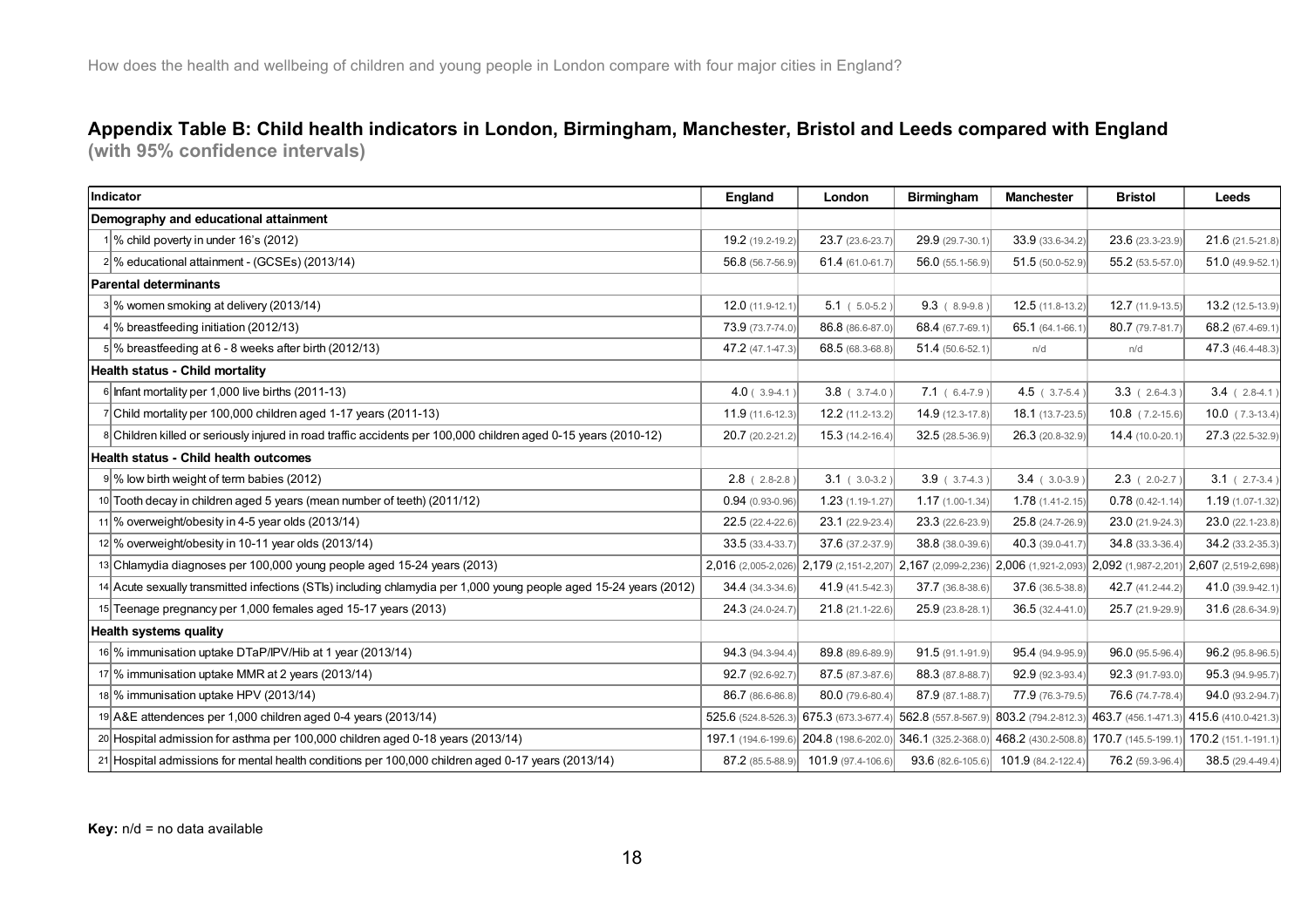## Appendix Table B: Child health indicators in London, Birmingham, Manchester, Bristol and Leeds compared with England

**(with 95% confidence intervals)**

| | Indicator | England | London | Birmingham | Manchester | Bristol | Leeds |
|---|---|---|---|---|---|---|---|
| | **Demography and educational attainment** | | | | | | |
| 1 | % child poverty in under 16's (2012) | 19.2 (19.2-19.2) | 23.7 (23.6-23.7) | 29.9 (29.7-30.1) | 33.9 (33.6-34.2) | 23.6 (23.3-23.9) | 21.6 (21.5-21.8) |
| 2 | % educational attainment - (GCSEs) (2013/14) | 56.8 (56.7-56.9) | 61.4 (61.0-61.7) | 56.0 (55.1-56.9) | 51.5 (50.0-52.9) | 55.2 (53.5-57.0) | 51.0 (49.9-52.1) |
| | **Parental determinants** | | | | | | |
| 3 | % women smoking at delivery (2013/14) | 12.0 (11.9-12.1) | 5.1 ( 5.0-5.2 ) | 9.3 ( 8.9-9.8 ) | 12.5 (11.8-13.2) | 12.7 (11.9-13.5) | 13.2 (12.5-13.9) |
| 4 | % breastfeeding initiation (2012/13) | 73.9 (73.7-74.0) | 86.8 (86.6-87.0) | 68.4 (67.7-69.1) | 65.1 (64.1-66.1) | 80.7 (79.7-81.7) | 68.2 (67.4-69.1) |
| 5 | % breastfeeding at 6 - 8 weeks after birth (2012/13) | 47.2 (47.1-47.3) | 68.5 (68.3-68.8) | 51.4 (50.6-52.1) | n/d | n/d | 47.3 (46.4-48.3) |
| | **Health status - Child mortality** | | | | | | |
| 6 | Infant mortality per 1,000 live births (2011-13) | 4.0 ( 3.9-4.1 ) | 3.8 ( 3.7-4.0 ) | 7.1 ( 6.4-7.9 ) | 4.5 ( 3.7-5.4 ) | 3.3 ( 2.6-4.3 ) | 3.4 ( 2.8-4.1 ) |
| 7 | Child mortality per 100,000 children aged 1-17 years (2011-13) | 11.9 (11.6-12.3) | 12.2 (11.2-13.2) | 14.9 (12.3-17.8) | 18.1 (13.7-23.5) | 10.8 ( 7.2-15.6) | 10.0 ( 7.3-13.4) |
| 8 | Children killed or seriously injured in road traffic accidents per 100,000 children aged 0-15 years (2010-12) | 20.7 (20.2-21.2) | 15.3 (14.2-16.4) | 32.5 (28.5-36.9) | 26.3 (20.8-32.9) | 14.4 (10.0-20.1) | 27.3 (22.5-32.9) |
| | **Health status - Child health outcomes** | | | | | | |
| 9 | % low birth weight of term babies (2012) | 2.8 ( 2.8-2.8 ) | 3.1 ( 3.0-3.2 ) | 3.9 ( 3.7-4.3 ) | 3.4 ( 3.0-3.9 ) | 2.3 ( 2.0-2.7 ) | 3.1 ( 2.7-3.4 ) |
| 10 | Tooth decay in children aged 5 years (mean number of teeth) (2011/12) | 0.94 (0.93-0.96) | 1.23 (1.19-1.27) | 1.17 (1.00-1.34) | 1.78 (1.41-2.15) | 0.78 (0.42-1.14) | 1.19 (1.07-1.32) |
| 11 | % overweight/obesity in 4-5 year olds (2013/14) | 22.5 (22.4-22.6) | 23.1 (22.9-23.4) | 23.3 (22.6-23.9) | 25.8 (24.7-26.9) | 23.0 (21.9-24.3) | 23.0 (22.1-23.8) |
| 12 | % overweight/obesity in 10-11 year olds (2013/14) | 33.5 (33.4-33.7) | 37.6 (37.2-37.9) | 38.8 (38.0-39.6) | 40.3 (39.0-41.7) | 34.8 (33.3-36.4) | 34.2 (33.2-35.3) |
| 13 | Chlamydia diagnoses per 100,000 young people aged 15-24 years (2013) | 2,016 (2,005-2,026) | 2,179 (2,151-2,207) | 2,167 (2,099-2,236) | 2,006 (1,921-2,093) | 2,092 (1,987-2,201) | 2,607 (2,519-2,698) |
| 14 | Acute sexually transmitted infections (STIs) including chlamydia per 1,000 young people aged 15-24 years (2012) | 34.4 (34.3-34.6) | 41.9 (41.5-42.3) | 37.7 (36.8-38.6) | 37.6 (36.5-38.8) | 42.7 (41.2-44.2) | 41.0 (39.9-42.1) |
| 15 | Teenage pregnancy per 1,000 females aged 15-17 years (2013) | 24.3 (24.0-24.7) | 21.8 (21.1-22.6) | 25.9 (23.8-28.1) | 36.5 (32.4-41.0) | 25.7 (21.9-29.9) | 31.6 (28.6-34.9) |
| | **Health systems quality** | | | | | | |
| 16 | % immunisation uptake DTaP/IPV/Hib at 1 year (2013/14) | 94.3 (94.3-94.4) | 89.8 (89.6-89.9) | 91.5 (91.1-91.9) | 95.4 (94.9-95.9) | 96.0 (95.5-96.4) | 96.2 (95.8-96.5) |
| 17 | % immunisation uptake MMR at 2 years (2013/14) | 92.7 (92.6-92.7) | 87.5 (87.3-87.6) | 88.3 (87.8-88.7) | 92.9 (92.3-93.4) | 92.3 (91.7-93.0) | 95.3 (94.9-95.7) |
| 18 | % immunisation uptake HPV (2013/14) | 86.7 (86.6-86.8) | 80.0 (79.6-80.4) | 87.9 (87.1-88.7) | 77.9 (76.3-79.5) | 76.6 (74.7-78.4) | 94.0 (93.2-94.7) |
| 19 | A&E attendences per 1,000 children aged 0-4 years (2013/14) | 525.6 (524.8-526.3) | 675.3 (673.3-677.4) | 562.8 (557.8-567.9) | 803.2 (794.2-812.3) | 463.7 (456.1-471.3) | 415.6 (410.0-421.3) |
| 20 | Hospital admission for asthma per 100,000 children aged 0-18 years (2013/14) | 197.1 (194.6-199.6) | 204.8 (198.6-202.0) | 346.1 (325.2-368.0) | 468.2 (430.2-508.8) | 170.7 (145.5-199.1) | 170.2 (151.1-191.1) |
| 21 | Hospital admissions for mental health conditions per 100,000 children aged 0-17 years (2013/14) | 87.2 (85.5-88.9) | 101.9 (97.4-106.6) | 93.6 (82.6-105.6) | 101.9 (84.2-122.4) | 76.2 (59.3-96.4) | 38.5 (29.4-49.4) |

**Key:** n/d = no data available